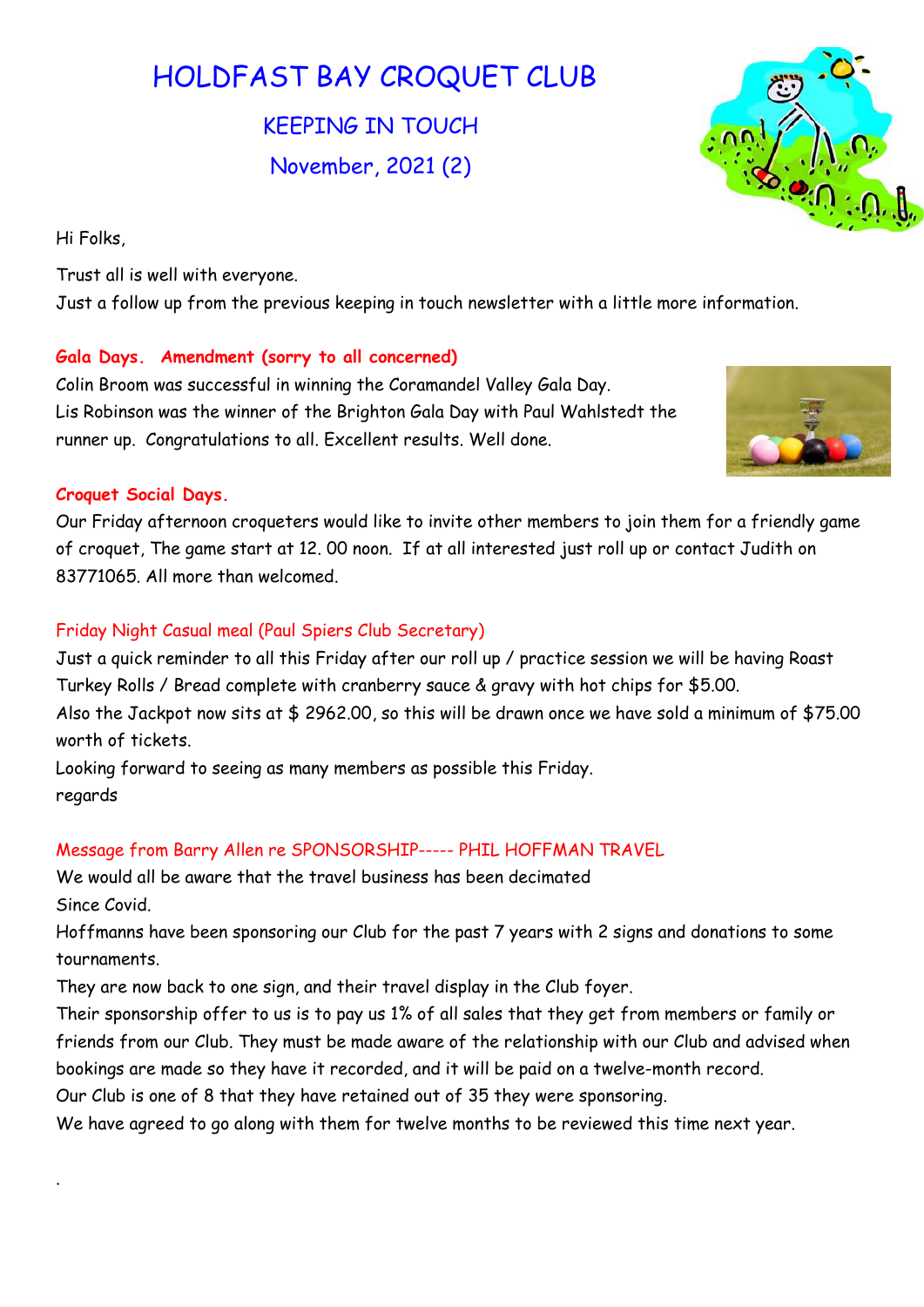# HOLDFAST BAY CROQUET CLUB

## KEEPING IN TOUCH

## November, 2021 (2)

Hi Folks,

Trust all is well with everyone.
Just a follow up from the previous keeping in touch newsletter with a little more information.

**Gala Days. Amendment (sorry to all concerned)**

Colin Broom was successful in winning the Coramandel Valley Gala Day.
Lis Robinson was the winner of the Brighton Gala Day with Paul Wahlstedt the runner up. Congratulations to all. Excellent results. Well done.

**Croquet Social Days.**

Our Friday afternoon croqueters would like to invite other members to join them for a friendly game of croquet, The game start at 12. 00 noon. If at all interested just roll up or contact Judith on 83771065. All more than welcomed.

Friday Night Casual meal (Paul Spiers Club Secretary)

Just a quick reminder to all this Friday after our roll up / practice session we will be having Roast Turkey Rolls / Bread complete with cranberry sauce & gravy with hot chips for $5.00.
Also the Jackpot now sits at $ 2962.00, so this will be drawn once we have sold a minimum of $75.00 worth of tickets.
Looking forward to seeing as many members as possible this Friday.
regards

Message from Barry Allen re SPONSORSHIP----- PHIL HOFFMAN TRAVEL

We would all be aware that the travel business has been decimated
Since Covid.
Hoffmanns have been sponsoring our Club for the past 7 years with 2 signs and donations to some tournaments.
They are now back to one sign, and their travel display in the Club foyer.
Their sponsorship offer to us is to pay us 1% of all sales that they get from members or family or friends from our Club. They must be made aware of the relationship with our Club and advised when bookings are made so they have it recorded, and it will be paid on a twelve-month record.
Our Club is one of 8 that they have retained out of 35 they were sponsoring.
We have agreed to go along with them for twelve months to be reviewed this time next year.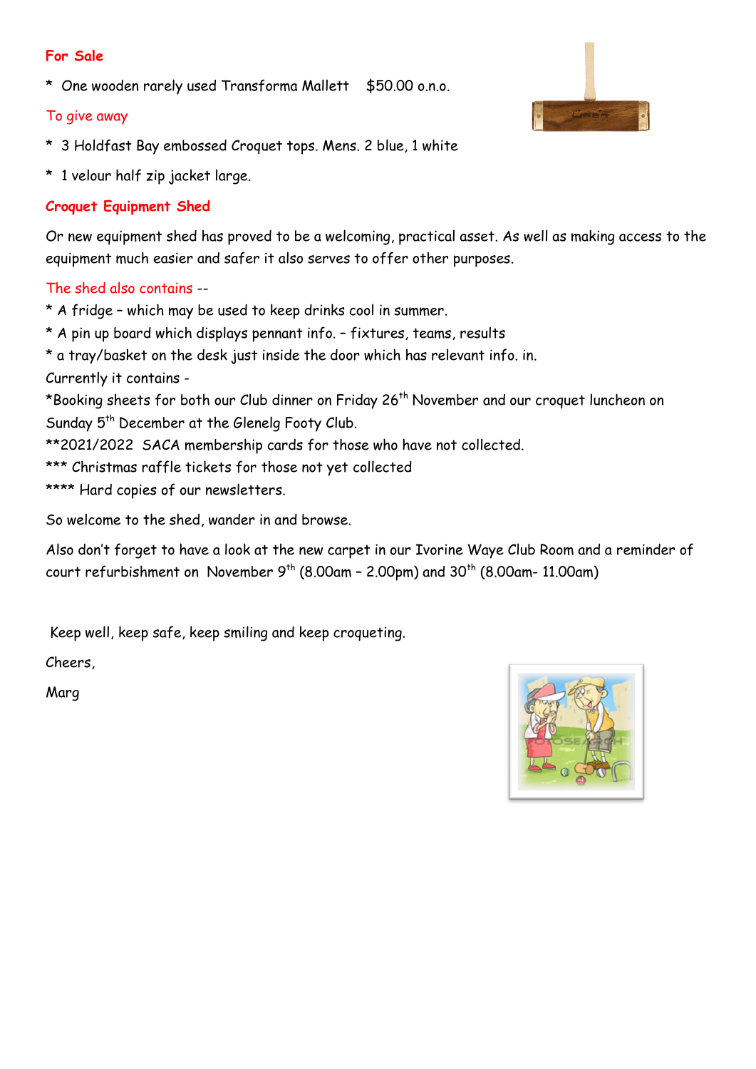**For Sale**

\* One wooden rarely used Transforma Mallett $50.00 o.n.o.

To give away

\* 3 Holdfast Bay embossed Croquet tops. Mens. 2 blue, 1 white

\* 1 velour half zip jacket large.

**Croquet Equipment Shed**

Or new equipment shed has proved to be a welcoming, practical asset. As well as making access to the equipment much easier and safer it also serves to offer other purposes.

The shed also contains --

\* A fridge – which may be used to keep drinks cool in summer.
\* A pin up board which displays pennant info. – fixtures, teams, results
\* a tray/basket on the desk just inside the door which has relevant info. in.

Currently it contains -

\*Booking sheets for both our Club dinner on Friday 26th November and our croquet luncheon on Sunday 5th December at the Glenelg Footy Club.
\*\*2021/2022 SACA membership cards for those who have not collected.
\*\*\* Christmas raffle tickets for those not yet collected
\*\*\*\* Hard copies of our newsletters.

So welcome to the shed, wander in and browse.

Also don't forget to have a look at the new carpet in our Ivorine Waye Club Room and a reminder of court refurbishment on November 9th (8.00am – 2.00pm) and 30th (8.00am- 11.00am)

Keep well, keep safe, keep smiling and keep croqueting.

Cheers,

Marg